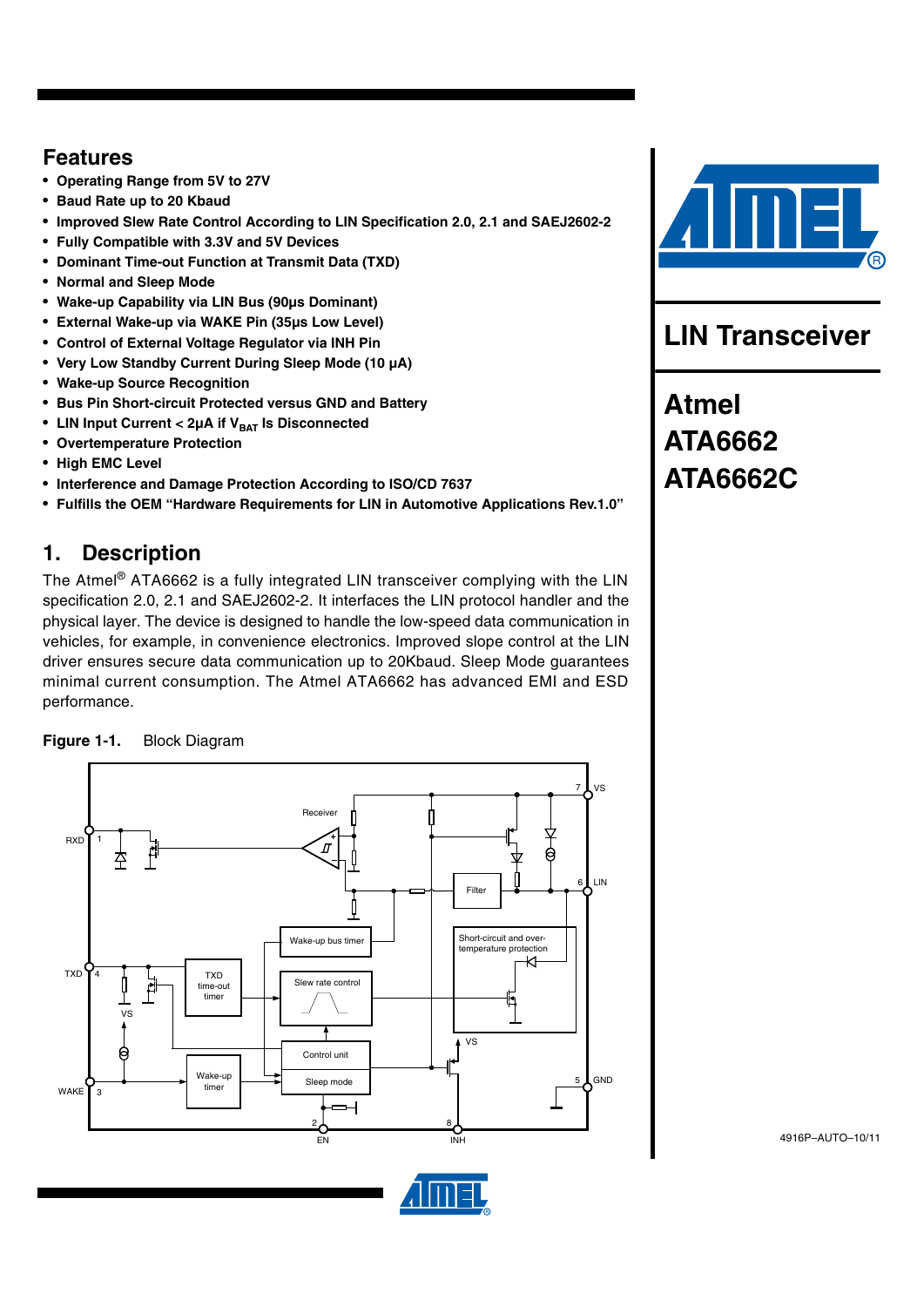# LIN Transceiver

# Atmel ATA6662 ATA6662C

## Features

- **Operating Range from 5V to 27V**
- **Baud Rate up to 20 Kbaud**
- **Improved Slew Rate Control According to LIN Specification 2.0, 2.1 and SAEJ2602-2**
- **Fully Compatible with 3.3V and 5V Devices**
- **Dominant Time-out Function at Transmit Data (TXD)**
- **Normal and Sleep Mode**
- **Wake-up Capability via LIN Bus (90µs Dominant)**
- **External Wake-up via WAKE Pin (35µs Low Level)**
- **Control of External Voltage Regulator via INH Pin**
- **Very Low Standby Current During Sleep Mode (10 µA)**
- **Wake-up Source Recognition**
- **Bus Pin Short-circuit Protected versus GND and Battery**
- **LIN Input Current < 2µA if $V_{BAT}$ Is Disconnected**
- **Overtemperature Protection**
- **High EMC Level**
- **Interference and Damage Protection According to ISO/CD 7637**
- **Fulfills the OEM "Hardware Requirements for LIN in Automotive Applications Rev.1.0"**

## 1. Description

The Atmel® ATA6662 is a fully integrated LIN transceiver complying with the LIN specification 2.0, 2.1 and SAEJ2602-2. It interfaces the LIN protocol handler and the physical layer. The device is designed to handle the low-speed data communication in vehicles, for example, in convenience electronics. Improved slope control at the LIN driver ensures secure data communication up to 20Kbaud. Sleep Mode guarantees minimal current consumption. The Atmel ATA6662 has advanced EMI and ESD performance.

**Figure 1-1.** Block Diagram

4916P–AUTO–10/11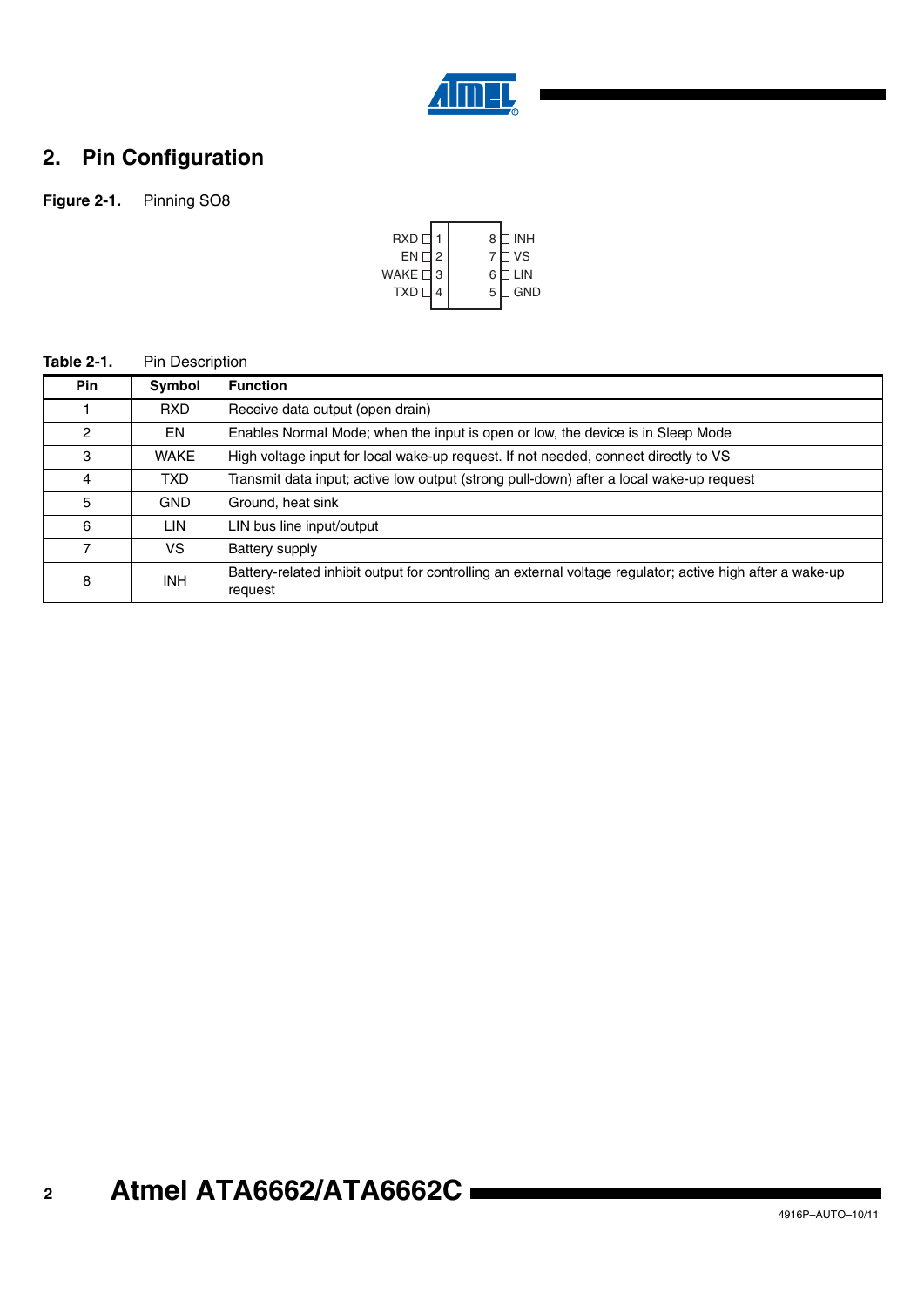## 2. Pin Configuration

**Figure 2-1.** Pinning SO8

```
RXD  [ 1        8 ] INH
EN   [ 2        7 ] VS
WAKE [ 3        6 ] LIN
TXD  [ 4        5 ] GND
```

**Table 2-1.** Pin Description

| Pin | Symbol | Function |
|---|---|---|
| 1 | RXD | Receive data output (open drain) |
| 2 | EN | Enables Normal Mode; when the input is open or low, the device is in Sleep Mode |
| 3 | WAKE | High voltage input for local wake-up request. If not needed, connect directly to VS |
| 4 | TXD | Transmit data input; active low output (strong pull-down) after a local wake-up request |
| 5 | GND | Ground, heat sink |
| 6 | LIN | LIN bus line input/output |
| 7 | VS | Battery supply |
| 8 | INH | Battery-related inhibit output for controlling an external voltage regulator; active high after a wake-up request |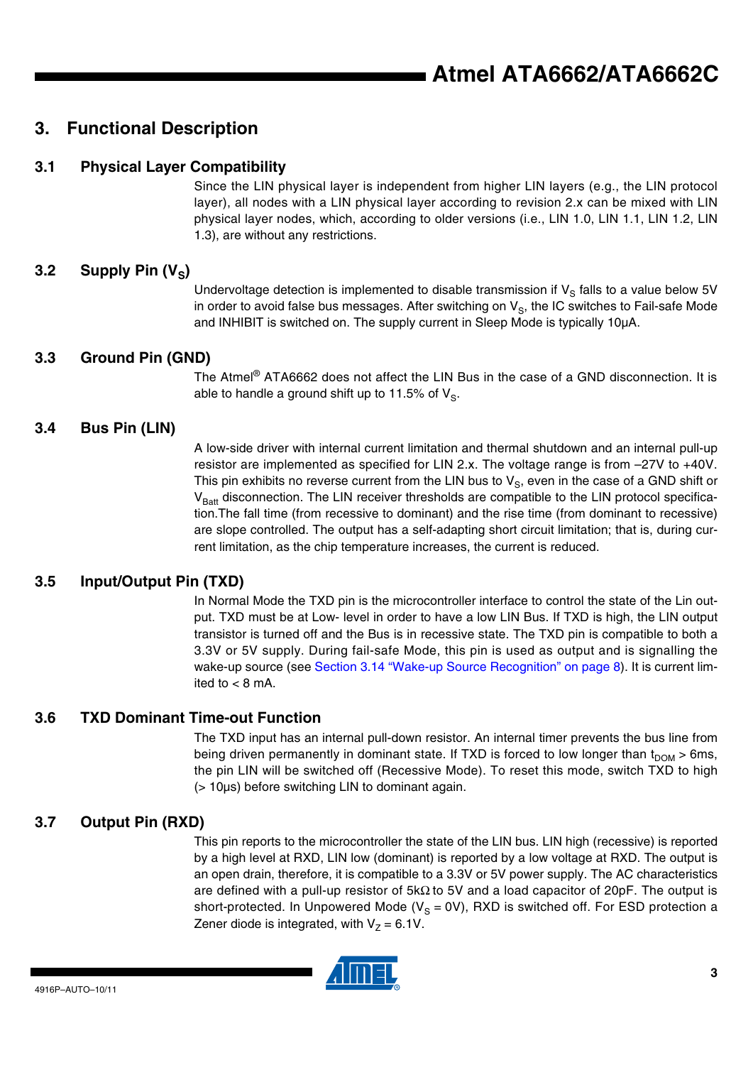# 3. Functional Description

## 3.1 Physical Layer Compatibility

Since the LIN physical layer is independent from higher LIN layers (e.g., the LIN protocol layer), all nodes with a LIN physical layer according to revision 2.x can be mixed with LIN physical layer nodes, which, according to older versions (i.e., LIN 1.0, LIN 1.1, LIN 1.2, LIN 1.3), are without any restrictions.

## 3.2 Supply Pin ($V_S$)

Undervoltage detection is implemented to disable transmission if $V_S$ falls to a value below 5V in order to avoid false bus messages. After switching on $V_S$, the IC switches to Fail-safe Mode and INHIBIT is switched on. The supply current in Sleep Mode is typically 10µA.

## 3.3 Ground Pin (GND)

The Atmel® ATA6662 does not affect the LIN Bus in the case of a GND disconnection. It is able to handle a ground shift up to 11.5% of $V_S$.

## 3.4 Bus Pin (LIN)

A low-side driver with internal current limitation and thermal shutdown and an internal pull-up resistor are implemented as specified for LIN 2.x. The voltage range is from –27V to +40V. This pin exhibits no reverse current from the LIN bus to $V_S$, even in the case of a GND shift or $V_{Batt}$ disconnection. The LIN receiver thresholds are compatible to the LIN protocol specification.The fall time (from recessive to dominant) and the rise time (from dominant to recessive) are slope controlled. The output has a self-adapting short circuit limitation; that is, during current limitation, as the chip temperature increases, the current is reduced.

## 3.5 Input/Output Pin (TXD)

In Normal Mode the TXD pin is the microcontroller interface to control the state of the Lin output. TXD must be at Low- level in order to have a low LIN Bus. If TXD is high, the LIN output transistor is turned off and the Bus is in recessive state. The TXD pin is compatible to both a 3.3V or 5V supply. During fail-safe Mode, this pin is used as output and is signalling the wake-up source (see Section 3.14 "Wake-up Source Recognition" on page 8). It is current limited to < 8 mA.

## 3.6 TXD Dominant Time-out Function

The TXD input has an internal pull-down resistor. An internal timer prevents the bus line from being driven permanently in dominant state. If TXD is forced to low longer than $t_{DOM}$ > 6ms, the pin LIN will be switched off (Recessive Mode). To reset this mode, switch TXD to high (> 10µs) before switching LIN to dominant again.

## 3.7 Output Pin (RXD)

This pin reports to the microcontroller the state of the LIN bus. LIN high (recessive) is reported by a high level at RXD, LIN low (dominant) is reported by a low voltage at RXD. The output is an open drain, therefore, it is compatible to a 3.3V or 5V power supply. The AC characteristics are defined with a pull-up resistor of 5kΩ to 5V and a load capacitor of 20pF. The output is short-protected. In Unpowered Mode ($V_S$ = 0V), RXD is switched off. For ESD protection a Zener diode is integrated, with $V_Z$ = 6.1V.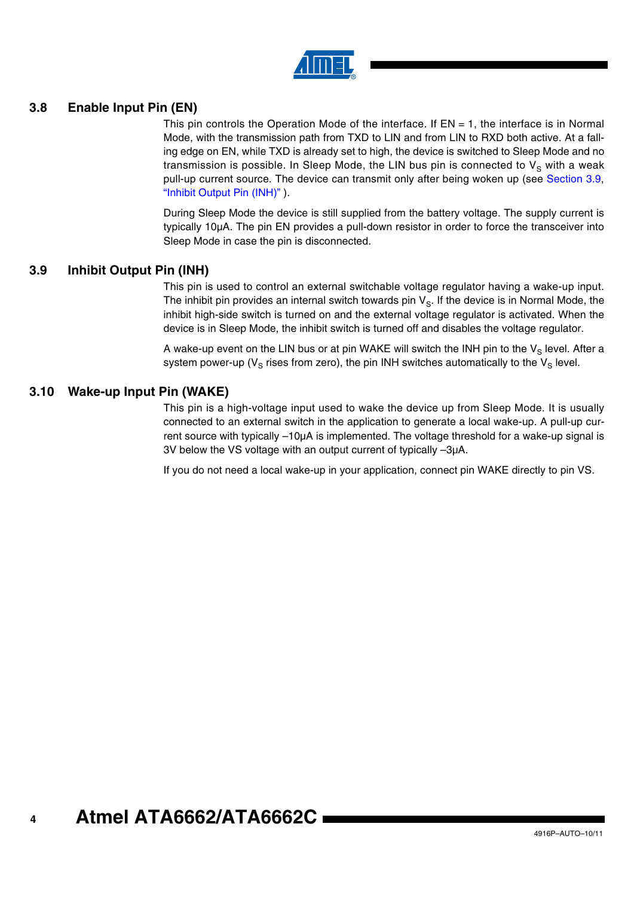### 3.8 Enable Input Pin (EN)

This pin controls the Operation Mode of the interface. If EN = 1, the interface is in Normal Mode, with the transmission path from TXD to LIN and from LIN to RXD both active. At a falling edge on EN, while TXD is already set to high, the device is switched to Sleep Mode and no transmission is possible. In Sleep Mode, the LIN bus pin is connected to $V_S$ with a weak pull-up current source. The device can transmit only after being woken up (see Section 3.9, "Inhibit Output Pin (INH)" ).

During Sleep Mode the device is still supplied from the battery voltage. The supply current is typically 10µA. The pin EN provides a pull-down resistor in order to force the transceiver into Sleep Mode in case the pin is disconnected.

### 3.9 Inhibit Output Pin (INH)

This pin is used to control an external switchable voltage regulator having a wake-up input. The inhibit pin provides an internal switch towards pin $V_S$. If the device is in Normal Mode, the inhibit high-side switch is turned on and the external voltage regulator is activated. When the device is in Sleep Mode, the inhibit switch is turned off and disables the voltage regulator.

A wake-up event on the LIN bus or at pin WAKE will switch the INH pin to the $V_S$ level. After a system power-up ($V_S$ rises from zero), the pin INH switches automatically to the $V_S$ level.

### 3.10 Wake-up Input Pin (WAKE)

This pin is a high-voltage input used to wake the device up from Sleep Mode. It is usually connected to an external switch in the application to generate a local wake-up. A pull-up current source with typically –10µA is implemented. The voltage threshold for a wake-up signal is 3V below the VS voltage with an output current of typically –3µA.

If you do not need a local wake-up in your application, connect pin WAKE directly to pin VS.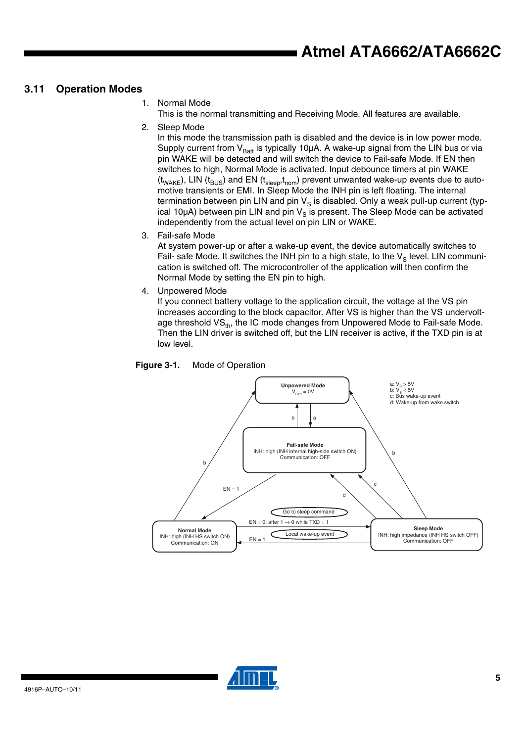## 3.11 Operation Modes

1. Normal Mode
   This is the normal transmitting and Receiving Mode. All features are available.
2. Sleep Mode
   In this mode the transmission path is disabled and the device is in low power mode. Supply current from $V_{Batt}$ is typically 10µA. A wake-up signal from the LIN bus or via pin WAKE will be detected and will switch the device to Fail-safe Mode. If EN then switches to high, Normal Mode is activated. Input debounce timers at pin WAKE ($t_{WAKE}$), LIN ($t_{BUS}$) and EN ($t_{sleep}$,$t_{nom}$) prevent unwanted wake-up events due to automotive transients or EMI. In Sleep Mode the INH pin is left floating. The internal termination between pin LIN and pin $V_S$ is disabled. Only a weak pull-up current (typical 10µA) between pin LIN and pin $V_S$ is present. The Sleep Mode can be activated independently from the actual level on pin LIN or WAKE.
3. Fail-safe Mode
   At system power-up or after a wake-up event, the device automatically switches to Fail- safe Mode. It switches the INH pin to a high state, to the $V_S$ level. LIN communication is switched off. The microcontroller of the application will then confirm the Normal Mode by setting the EN pin to high.
4. Unpowered Mode
   If you connect battery voltage to the application circuit, the voltage at the VS pin increases according to the block capacitor. After VS is higher than the VS undervoltage threshold $VS_{th}$, the IC mode changes from Unpowered Mode to Fail-safe Mode. Then the LIN driver is switched off, but the LIN receiver is active, if the TXD pin is at low level.

**Figure 3-1.** Mode of Operation

a: $V_S$ > 5V
b: $V_S$ < 5V
c: Bus wake-up event
d: Wake-up from wake switch

**Unpowered Mode**
$V_{Batt}$ = 0V

**Fail-safe Mode**
INH: high (INH internal high-side switch ON)
Communication: OFF

**Normal Mode**
INH: high (INH HS switch ON)
Communication: ON

**Sleep Mode**
INH: high impedance (INH HS switch OFF)
Communication: OFF

EN = 1

Go to sleep command

EN = 0; after 1 → 0 while TXD = 1

Local wake-up event

EN = 1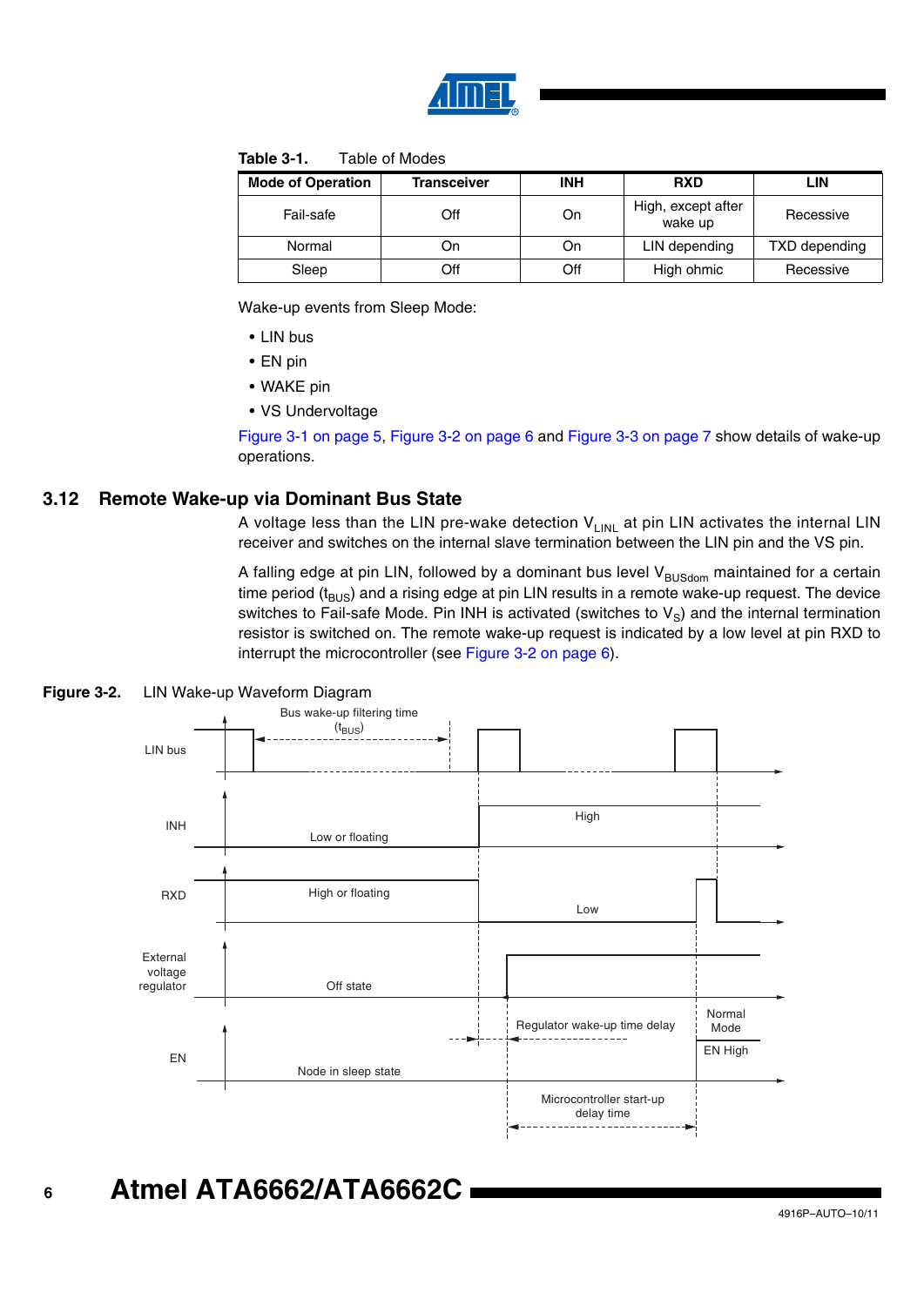**Table 3-1.** Table of Modes

| Mode of Operation | Transceiver | INH | RXD | LIN |
|---|---|---|---|---|
| Fail-safe | Off | On | High, except after wake up | Recessive |
| Normal | On | On | LIN depending | TXD depending |
| Sleep | Off | Off | High ohmic | Recessive |

Wake-up events from Sleep Mode:

- LIN bus
- EN pin
- WAKE pin
- VS Undervoltage

Figure 3-1 on page 5, Figure 3-2 on page 6 and Figure 3-3 on page 7 show details of wake-up operations.

## 3.12 Remote Wake-up via Dominant Bus State

A voltage less than the LIN pre-wake detection $V_{LINL}$ at pin LIN activates the internal LIN receiver and switches on the internal slave termination between the LIN pin and the VS pin.

A falling edge at pin LIN, followed by a dominant bus level $V_{BUSdom}$ maintained for a certain time period ($t_{BUS}$) and a rising edge at pin LIN results in a remote wake-up request. The device switches to Fail-safe Mode. Pin INH is activated (switches to $V_S$) and the internal termination resistor is switched on. The remote wake-up request is indicated by a low level at pin RXD to interrupt the microcontroller (see Figure 3-2 on page 6).

**Figure 3-2.** LIN Wake-up Waveform Diagram

Bus wake-up filtering time ($t_{BUS}$)

LIN bus

INH: Low or floating / High

RXD: High or floating / Low

External voltage regulator: Off state

Regulator wake-up time delay

Normal Mode

EN High

EN: Node in sleep state

Microcontroller start-up delay time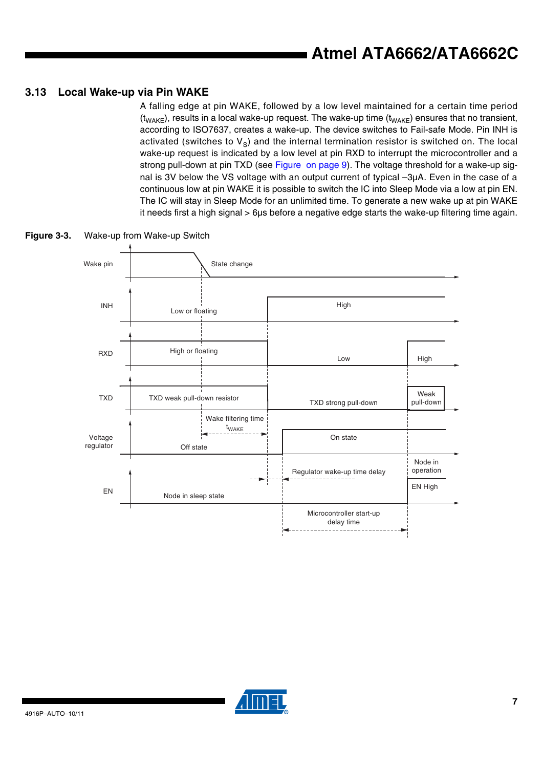## 3.13 Local Wake-up via Pin WAKE

A falling edge at pin WAKE, followed by a low level maintained for a certain time period ($t_{WAKE}$), results in a local wake-up request. The wake-up time ($t_{WAKE}$) ensures that no transient, according to ISO7637, creates a wake-up. The device switches to Fail-safe Mode. Pin INH is activated (switches to $V_S$) and the internal termination resistor is switched on. The local wake-up request is indicated by a low level at pin RXD to interrupt the microcontroller and a strong pull-down at pin TXD (see Figure on page 9). The voltage threshold for a wake-up signal is 3V below the VS voltage with an output current of typical –3µA. Even in the case of a continuous low at pin WAKE it is possible to switch the IC into Sleep Mode via a low at pin EN. The IC will stay in Sleep Mode for an unlimited time. To generate a new wake up at pin WAKE it needs first a high signal > 6µs before a negative edge starts the wake-up filtering time again.

**Figure 3-3.** Wake-up from Wake-up Switch

Wake pin — State change

INH — Low or floating — High

RXD — High or floating — Low — High

TXD — TXD weak pull-down resistor — TXD strong pull-down — Weak pull-down

Wake filtering time $t_{WAKE}$

Voltage regulator — Off state — On state

Node in operation

Regulator wake-up time delay

EN — Node in sleep state — EN High

Microcontroller start-up delay time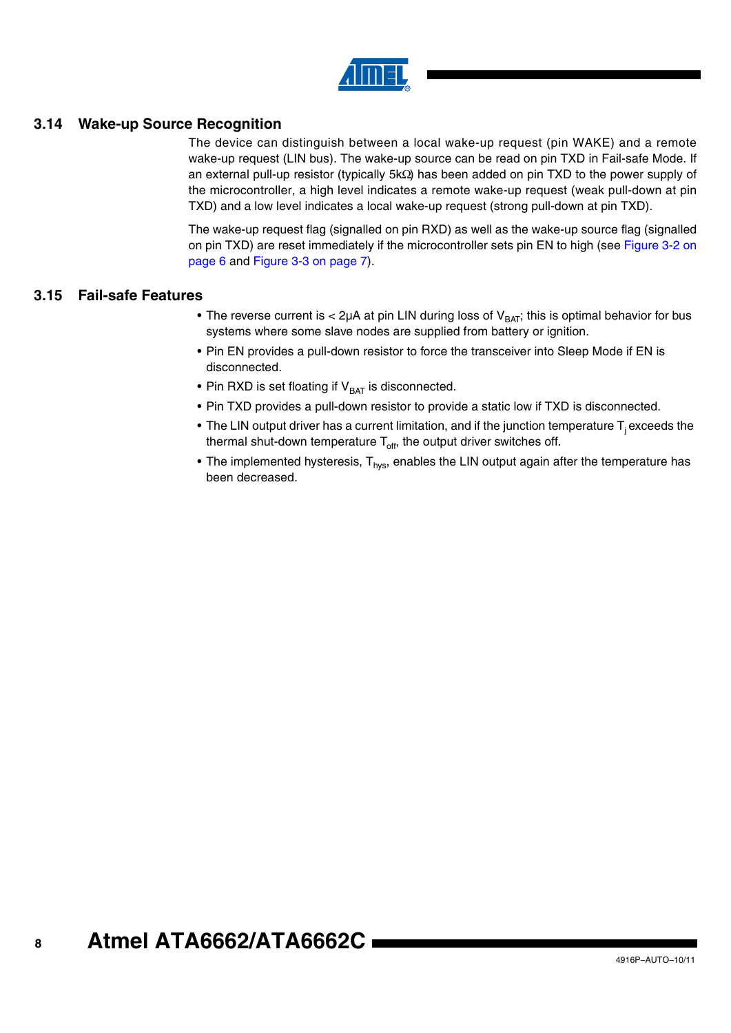### 3.14 Wake-up Source Recognition

The device can distinguish between a local wake-up request (pin WAKE) and a remote wake-up request (LIN bus). The wake-up source can be read on pin TXD in Fail-safe Mode. If an external pull-up resistor (typically 5kΩ) has been added on pin TXD to the power supply of the microcontroller, a high level indicates a remote wake-up request (weak pull-down at pin TXD) and a low level indicates a local wake-up request (strong pull-down at pin TXD).

The wake-up request flag (signalled on pin RXD) as well as the wake-up source flag (signalled on pin TXD) are reset immediately if the microcontroller sets pin EN to high (see Figure 3-2 on page 6 and Figure 3-3 on page 7).

### 3.15 Fail-safe Features

- The reverse current is < 2µA at pin LIN during loss of $V_{BAT}$; this is optimal behavior for bus systems where some slave nodes are supplied from battery or ignition.
- Pin EN provides a pull-down resistor to force the transceiver into Sleep Mode if EN is disconnected.
- Pin RXD is set floating if $V_{BAT}$ is disconnected.
- Pin TXD provides a pull-down resistor to provide a static low if TXD is disconnected.
- The LIN output driver has a current limitation, and if the junction temperature $T_j$ exceeds the thermal shut-down temperature $T_{off}$, the output driver switches off.
- The implemented hysteresis, $T_{hys}$, enables the LIN output again after the temperature has been decreased.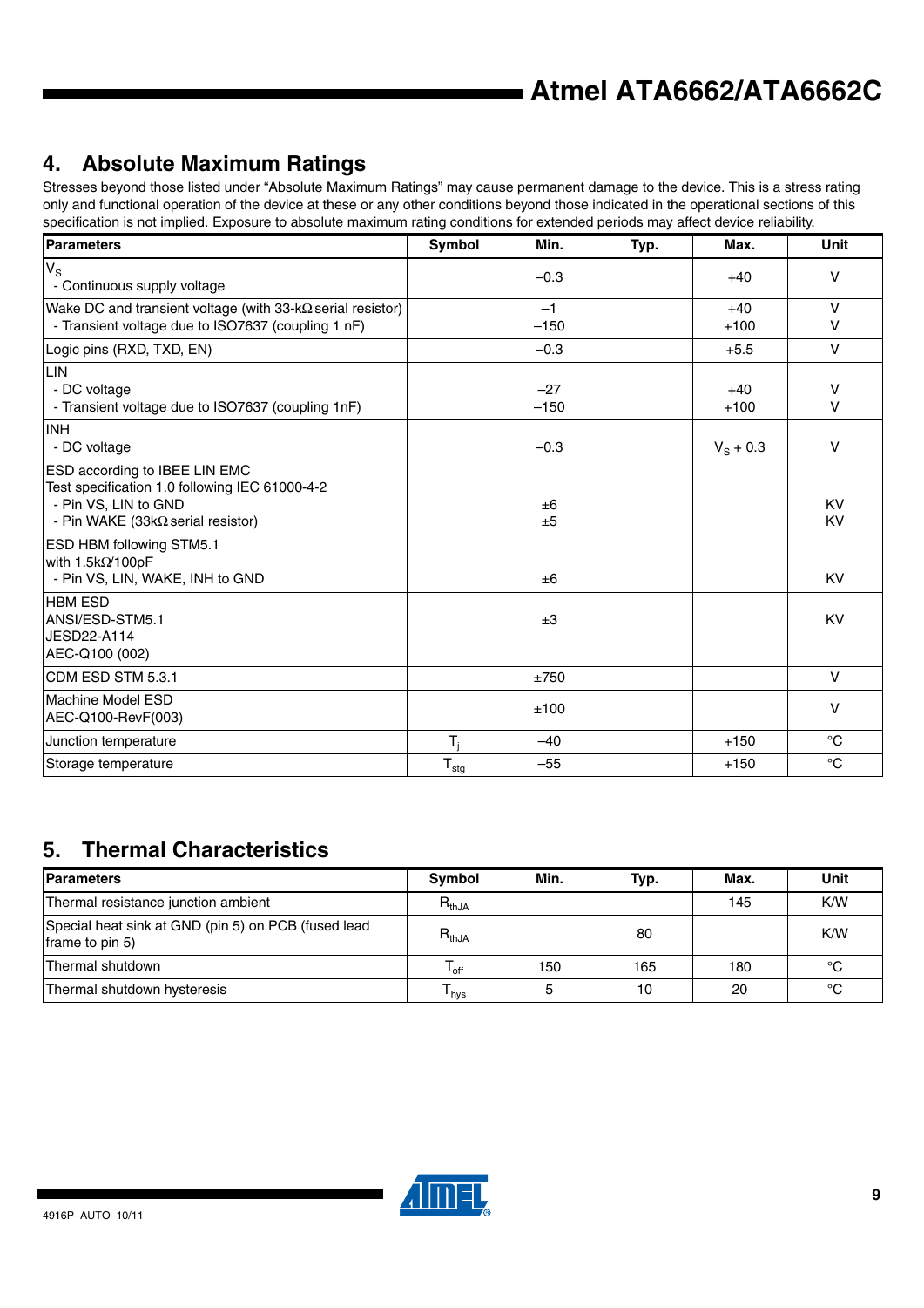## 4. Absolute Maximum Ratings

Stresses beyond those listed under "Absolute Maximum Ratings" may cause permanent damage to the device. This is a stress rating only and functional operation of the device at these or any other conditions beyond those indicated in the operational sections of this specification is not implied. Exposure to absolute maximum rating conditions for extended periods may affect device reliability.

| Parameters | Symbol | Min. | Typ. | Max. | Unit |
|---|---|---|---|---|---|
| $V_S$<br>- Continuous supply voltage | | –0.3 | | +40 | V |
| Wake DC and transient voltage (with 33-kΩ serial resistor)<br>- Transient voltage due to ISO7637 (coupling 1 nF) | | –1<br>–150 | | +40<br>+100 | V<br>V |
| Logic pins (RXD, TXD, EN) | | –0.3 | | +5.5 | V |
| LIN<br>- DC voltage<br>- Transient voltage due to ISO7637 (coupling 1nF) | | –27<br>–150 | | +40<br>+100 | V<br>V |
| INH<br>- DC voltage | | –0.3 | | $V_S$ + 0.3 | V |
| ESD according to IBEE LIN EMC Test specification 1.0 following IEC 61000-4-2<br>- Pin VS, LIN to GND<br>- Pin WAKE (33kΩ serial resistor) | | ±6<br>±5 | | | KV<br>KV |
| ESD HBM following STM5.1 with 1.5kΩ/100pF<br>- Pin VS, LIN, WAKE, INH to GND | | ±6 | | | KV |
| HBM ESD<br>ANSI/ESD-STM5.1<br>JESD22-A114<br>AEC-Q100 (002) | | ±3 | | | KV |
| CDM ESD STM 5.3.1 | | ±750 | | | V |
| Machine Model ESD<br>AEC-Q100-RevF(003) | | ±100 | | | V |
| Junction temperature | $T_j$ | –40 | | +150 | °C |
| Storage temperature | $T_{stg}$ | –55 | | +150 | °C |

## 5. Thermal Characteristics

| Parameters | Symbol | Min. | Typ. | Max. | Unit |
|---|---|---|---|---|---|
| Thermal resistance junction ambient | $R_{thJA}$ | | | 145 | K/W |
| Special heat sink at GND (pin 5) on PCB (fused lead frame to pin 5) | $R_{thJA}$ | | 80 | | K/W |
| Thermal shutdown | $T_{off}$ | 150 | 165 | 180 | °C |
| Thermal shutdown hysteresis | $T_{hys}$ | 5 | 10 | 20 | °C |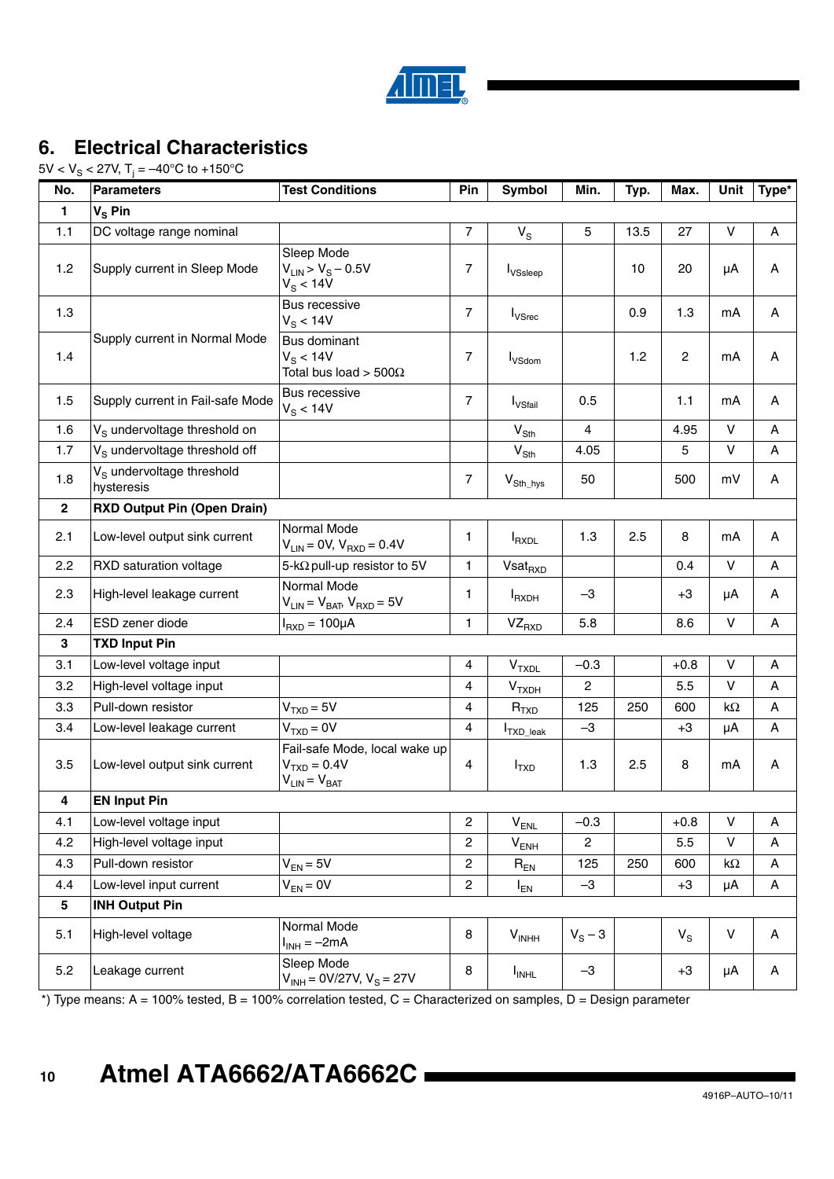## 6. Electrical Characteristics

$5V < V_S < 27V$, $T_j = –40°C$ to $+150°C$

| No. | Parameters | Test Conditions | Pin | Symbol | Min. | Typ. | Max. | Unit | Type* |
|---|---|---|---|---|---|---|---|---|---|
| **1** | **$V_S$ Pin** | | | | | | | | |
| 1.1 | DC voltage range nominal | | 7 | $V_S$ | 5 | 13.5 | 27 | V | A |
| 1.2 | Supply current in Sleep Mode | Sleep Mode $V_{LIN} > V_S – 0.5V$ $V_S < 14V$ | 7 | $I_{VSsleep}$ | | 10 | 20 | µA | A |
| 1.3 | Supply current in Normal Mode | Bus recessive $V_S < 14V$ | 7 | $I_{VSrec}$ | | 0.9 | 1.3 | mA | A |
| 1.4 | Supply current in Normal Mode | Bus dominant $V_S < 14V$ Total bus load > 500Ω | 7 | $I_{VSdom}$ | | 1.2 | 2 | mA | A |
| 1.5 | Supply current in Fail-safe Mode | Bus recessive $V_S < 14V$ | 7 | $I_{VSfail}$ | 0.5 | | 1.1 | mA | A |
| 1.6 | $V_S$ undervoltage threshold on | | | $V_{Sth}$ | 4 | | 4.95 | V | A |
| 1.7 | $V_S$ undervoltage threshold off | | | $V_{Sth}$ | 4.05 | | 5 | V | A |
| 1.8 | $V_S$ undervoltage threshold hysteresis | | 7 | $V_{Sth\_hys}$ | 50 | | 500 | mV | A |
| **2** | **RXD Output Pin (Open Drain)** | | | | | | | | |
| 2.1 | Low-level output sink current | Normal Mode $V_{LIN} = 0V$, $V_{RXD} = 0.4V$ | 1 | $I_{RXDL}$ | 1.3 | 2.5 | 8 | mA | A |
| 2.2 | RXD saturation voltage | 5-kΩ pull-up resistor to 5V | 1 | $Vsat_{RXD}$ | | | 0.4 | V | A |
| 2.3 | High-level leakage current | Normal Mode $V_{LIN} = V_{BAT}$, $V_{RXD} = 5V$ | 1 | $I_{RXDH}$ | –3 | | +3 | µA | A |
| 2.4 | ESD zener diode | $I_{RXD} = 100µA$ | 1 | $VZ_{RXD}$ | 5.8 | | 8.6 | V | A |
| **3** | **TXD Input Pin** | | | | | | | | |
| 3.1 | Low-level voltage input | | 4 | $V_{TXDL}$ | –0.3 | | +0.8 | V | A |
| 3.2 | High-level voltage input | | 4 | $V_{TXDH}$ | 2 | | 5.5 | V | A |
| 3.3 | Pull-down resistor | $V_{TXD} = 5V$ | 4 | $R_{TXD}$ | 125 | 250 | 600 | kΩ | A |
| 3.4 | Low-level leakage current | $V_{TXD} = 0V$ | 4 | $I_{TXD\_leak}$ | –3 | | +3 | µA | A |
| 3.5 | Low-level output sink current | Fail-safe Mode, local wake up $V_{TXD} = 0.4V$ $V_{LIN} = V_{BAT}$ | 4 | $I_{TXD}$ | 1.3 | 2.5 | 8 | mA | A |
| **4** | **EN Input Pin** | | | | | | | | |
| 4.1 | Low-level voltage input | | 2 | $V_{ENL}$ | –0.3 | | +0.8 | V | A |
| 4.2 | High-level voltage input | | 2 | $V_{ENH}$ | 2 | | 5.5 | V | A |
| 4.3 | Pull-down resistor | $V_{EN} = 5V$ | 2 | $R_{EN}$ | 125 | 250 | 600 | kΩ | A |
| 4.4 | Low-level input current | $V_{EN} = 0V$ | 2 | $I_{EN}$ | –3 | | +3 | µA | A |
| **5** | **INH Output Pin** | | | | | | | | |
| 5.1 | High-level voltage | Normal Mode $I_{INH} = –2mA$ | 8 | $V_{INHH}$ | $V_S – 3$ | | $V_S$ | V | A |
| 5.2 | Leakage current | Sleep Mode $V_{INH} = 0V/27V$, $V_S = 27V$ | 8 | $I_{INHL}$ | –3 | | +3 | µA | A |

*) Type means: A = 100% tested, B = 100% correlation tested, C = Characterized on samples, D = Design parameter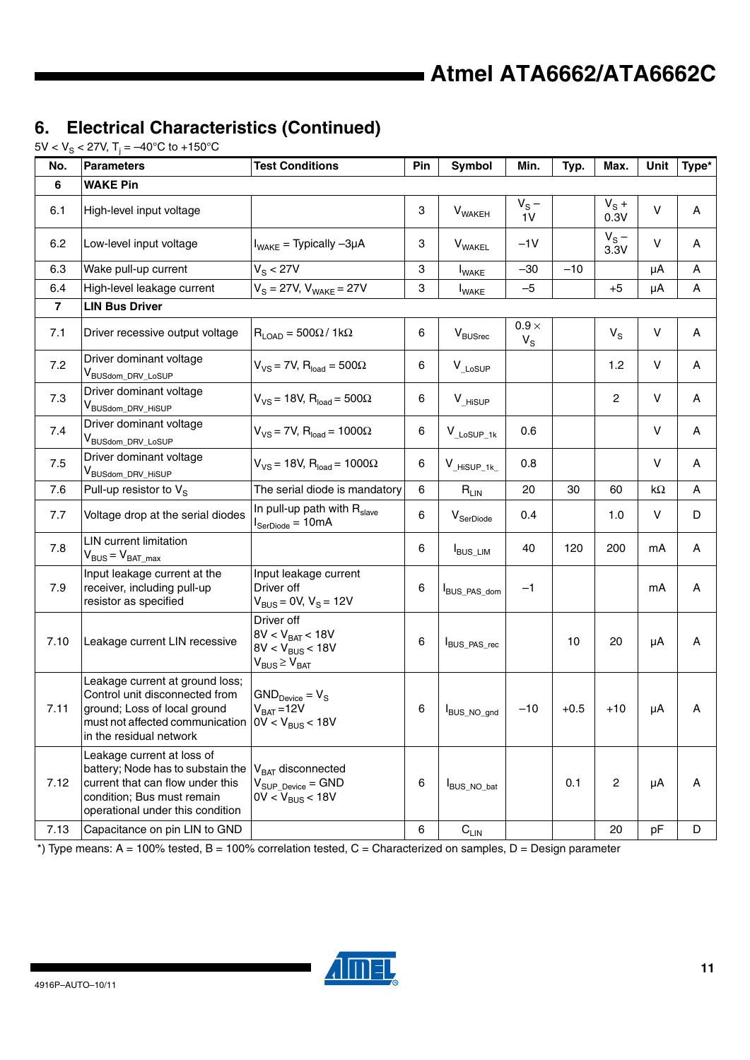## 6. Electrical Characteristics (Continued)

$5V < V_S < 27V$, $T_j = -40°C$ to $+150°C$

| No. | Parameters | Test Conditions | Pin | Symbol | Min. | Typ. | Max. | Unit | Type* |
|---|---|---|---|---|---|---|---|---|---|
| **6** | **WAKE Pin** | | | | | | | | |
| 6.1 | High-level input voltage | | 3 | $V_{WAKEH}$ | $V_S - 1V$ | | $V_S + 0.3V$ | V | A |
| 6.2 | Low-level input voltage | $I_{WAKE}$ = Typically –3µA | 3 | $V_{WAKEL}$ | –1V | | $V_S - 3.3V$ | V | A |
| 6.3 | Wake pull-up current | $V_S < 27V$ | 3 | $I_{WAKE}$ | –30 | –10 | | µA | A |
| 6.4 | High-level leakage current | $V_S = 27V$, $V_{WAKE} = 27V$ | 3 | $I_{WAKE}$ | –5 | | +5 | µA | A |
| **7** | **LIN Bus Driver** | | | | | | | | |
| 7.1 | Driver recessive output voltage | $R_{LOAD} = 500\Omega / 1k\Omega$ | 6 | $V_{BUSrec}$ | $0.9 \times V_S$ | | $V_S$ | V | A |
| 7.2 | Driver dominant voltage $V_{BUSdom\_DRV\_LoSUP}$ | $V_{VS} = 7V$, $R_{load} = 500\Omega$ | 6 | $V_{\_LoSUP}$ | | | 1.2 | V | A |
| 7.3 | Driver dominant voltage $V_{BUSdom\_DRV\_HiSUP}$ | $V_{VS} = 18V$, $R_{load} = 500\Omega$ | 6 | $V_{\_HiSUP}$ | | | 2 | V | A |
| 7.4 | Driver dominant voltage $V_{BUSdom\_DRV\_LoSUP}$ | $V_{VS} = 7V$, $R_{load} = 1000\Omega$ | 6 | $V_{\_LoSUP\_1k}$ | 0.6 | | | V | A |
| 7.5 | Driver dominant voltage $V_{BUSdom\_DRV\_HiSUP}$ | $V_{VS} = 18V$, $R_{load} = 1000\Omega$ | 6 | $V_{\_HiSUP\_1k\_}$ | 0.8 | | | V | A |
| 7.6 | Pull-up resistor to $V_S$ | The serial diode is mandatory | 6 | $R_{LIN}$ | 20 | 30 | 60 | kΩ | A |
| 7.7 | Voltage drop at the serial diodes | In pull-up path with $R_{slave}$ $I_{SerDiode} = 10mA$ | 6 | $V_{SerDiode}$ | 0.4 | | 1.0 | V | D |
| 7.8 | LIN current limitation $V_{BUS} = V_{BAT\_max}$ | | 6 | $I_{BUS\_LIM}$ | 40 | 120 | 200 | mA | A |
| 7.9 | Input leakage current at the receiver, including pull-up resistor as specified | Input leakage current Driver off $V_{BUS} = 0V$, $V_S = 12V$ | 6 | $I_{BUS\_PAS\_dom}$ | –1 | | | mA | A |
| 7.10 | Leakage current LIN recessive | Driver off $8V < V_{BAT} < 18V$ $8V < V_{BUS} < 18V$ $V_{BUS} \geq V_{BAT}$ | 6 | $I_{BUS\_PAS\_rec}$ | | 10 | 20 | µA | A |
| 7.11 | Leakage current at ground loss; Control unit disconnected from ground; Loss of local ground must not affected communication in the residual network | $GND_{Device} = V_S$ $V_{BAT} = 12V$ $0V < V_{BUS} < 18V$ | 6 | $I_{BUS\_NO\_gnd}$ | –10 | +0.5 | +10 | µA | A |
| 7.12 | Leakage current at loss of battery; Node has to substain the current that can flow under this condition; Bus must remain operational under this condition | $V_{BAT}$ disconnected $V_{SUP\_Device} = GND$ $0V < V_{BUS} < 18V$ | 6 | $I_{BUS\_NO\_bat}$ | | 0.1 | 2 | µA | A |
| 7.13 | Capacitance on pin LIN to GND | | 6 | $C_{LIN}$ | | | 20 | pF | D |

*) Type means: A = 100% tested, B = 100% correlation tested, C = Characterized on samples, D = Design parameter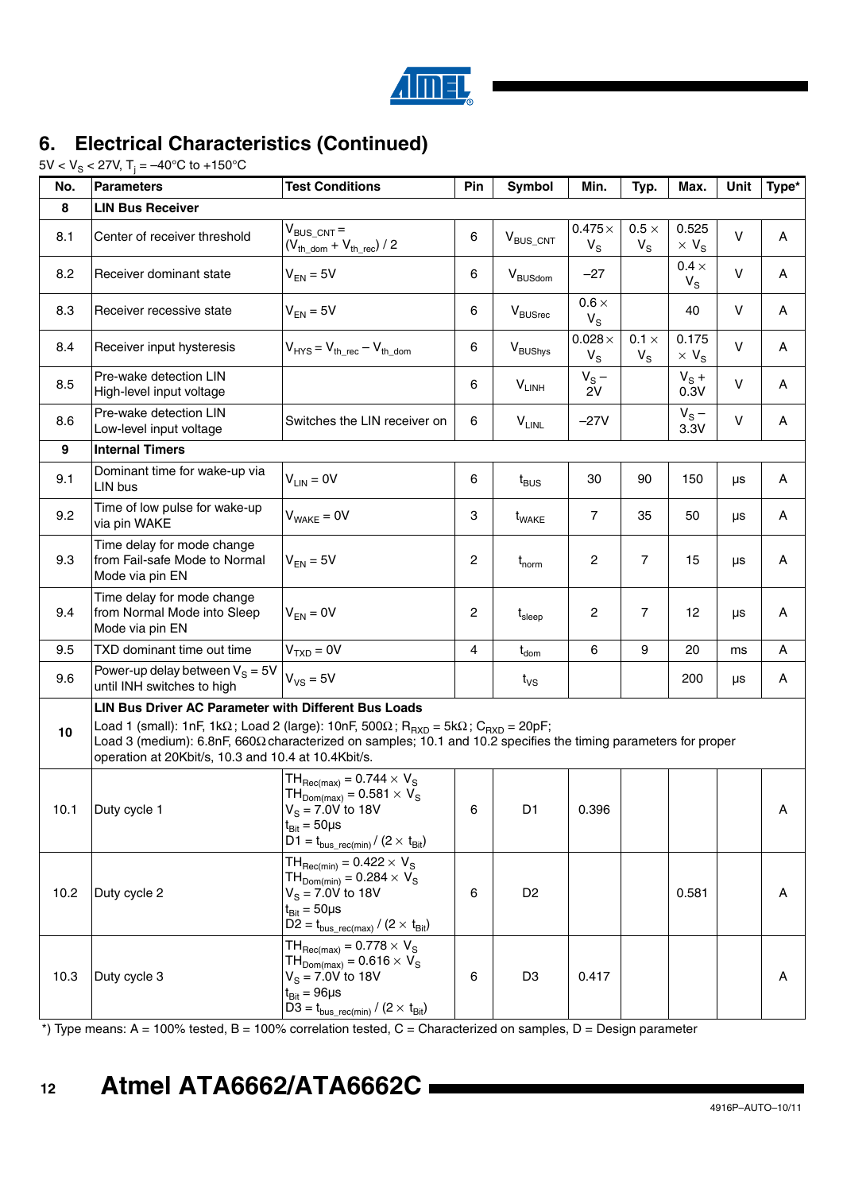## 6. Electrical Characteristics (Continued)

$5V < V_S < 27V$, $T_j = -40°C$ to $+150°C$

| No. | Parameters | Test Conditions | Pin | Symbol | Min. | Typ. | Max. | Unit | Type* |
|---|---|---|---|---|---|---|---|---|---|
| **8** | **LIN Bus Receiver** | | | | | | | | |
| 8.1 | Center of receiver threshold | $V_{BUS\_CNT} = (V_{th\_dom} + V_{th\_rec}) / 2$ | 6 | $V_{BUS\_CNT}$ | $0.475 \times V_S$ | $0.5 \times V_S$ | $0.525 \times V_S$ | V | A |
| 8.2 | Receiver dominant state | $V_{EN} = 5V$ | 6 | $V_{BUSdom}$ | –27 | | $0.4 \times V_S$ | V | A |
| 8.3 | Receiver recessive state | $V_{EN} = 5V$ | 6 | $V_{BUSrec}$ | $0.6 \times V_S$ | | 40 | V | A |
| 8.4 | Receiver input hysteresis | $V_{HYS} = V_{th\_rec} - V_{th\_dom}$ | 6 | $V_{BUShys}$ | $0.028 \times V_S$ | $0.1 \times V_S$ | $0.175 \times V_S$ | V | A |
| 8.5 | Pre-wake detection LIN High-level input voltage | | 6 | $V_{LINH}$ | $V_S - 2V$ | | $V_S + 0.3V$ | V | A |
| 8.6 | Pre-wake detection LIN Low-level input voltage | Switches the LIN receiver on | 6 | $V_{LINL}$ | –27V | | $V_S - 3.3V$ | V | A |
| **9** | **Internal Timers** | | | | | | | | |
| 9.1 | Dominant time for wake-up via LIN bus | $V_{LIN} = 0V$ | 6 | $t_{BUS}$ | 30 | 90 | 150 | µs | A |
| 9.2 | Time of low pulse for wake-up via pin WAKE | $V_{WAKE} = 0V$ | 3 | $t_{WAKE}$ | 7 | 35 | 50 | µs | A |
| 9.3 | Time delay for mode change from Fail-safe Mode to Normal Mode via pin EN | $V_{EN} = 5V$ | 2 | $t_{norm}$ | 2 | 7 | 15 | µs | A |
| 9.4 | Time delay for mode change from Normal Mode into Sleep Mode via pin EN | $V_{EN} = 0V$ | 2 | $t_{sleep}$ | 2 | 7 | 12 | µs | A |
| 9.5 | TXD dominant time out time | $V_{TXD} = 0V$ | 4 | $t_{dom}$ | 6 | 9 | 20 | ms | A |
| 9.6 | Power-up delay between $V_S = 5V$ until INH switches to high | $V_{VS} = 5V$ | | $t_{VS}$ | | | 200 | µs | A |
| **10** | **LIN Bus Driver AC Parameter with Different Bus Loads** Load 1 (small): 1nF, 1kΩ; Load 2 (large): 10nF, 500Ω; $R_{RXD} = 5kΩ$; $C_{RXD} = 20pF$; Load 3 (medium): 6.8nF, 660Ω characterized on samples; 10.1 and 10.2 specifies the timing parameters for proper operation at 20Kbit/s, 10.3 and 10.4 at 10.4Kbit/s. | | | | | | | | |
| 10.1 | Duty cycle 1 | $TH_{Rec(max)} = 0.744 \times V_S$ $TH_{Dom(max)} = 0.581 \times V_S$ $V_S = 7.0V$ to 18V $t_{Bit} = 50µs$ $D1 = t_{bus\_rec(min)} / (2 \times t_{Bit})$ | 6 | D1 | 0.396 | | | | A |
| 10.2 | Duty cycle 2 | $TH_{Rec(min)} = 0.422 \times V_S$ $TH_{Dom(min)} = 0.284 \times V_S$ $V_S = 7.0V$ to 18V $t_{Bit} = 50µs$ $D2 = t_{bus\_rec(max)} / (2 \times t_{Bit})$ | 6 | D2 | | | 0.581 | | A |
| 10.3 | Duty cycle 3 | $TH_{Rec(max)} = 0.778 \times V_S$ $TH_{Dom(max)} = 0.616 \times V_S$ $V_S = 7.0V$ to 18V $t_{Bit} = 96µs$ $D3 = t_{bus\_rec(min)} / (2 \times t_{Bit})$ | 6 | D3 | 0.417 | | | | A |

*) Type means: A = 100% tested, B = 100% correlation tested, C = Characterized on samples, D = Design parameter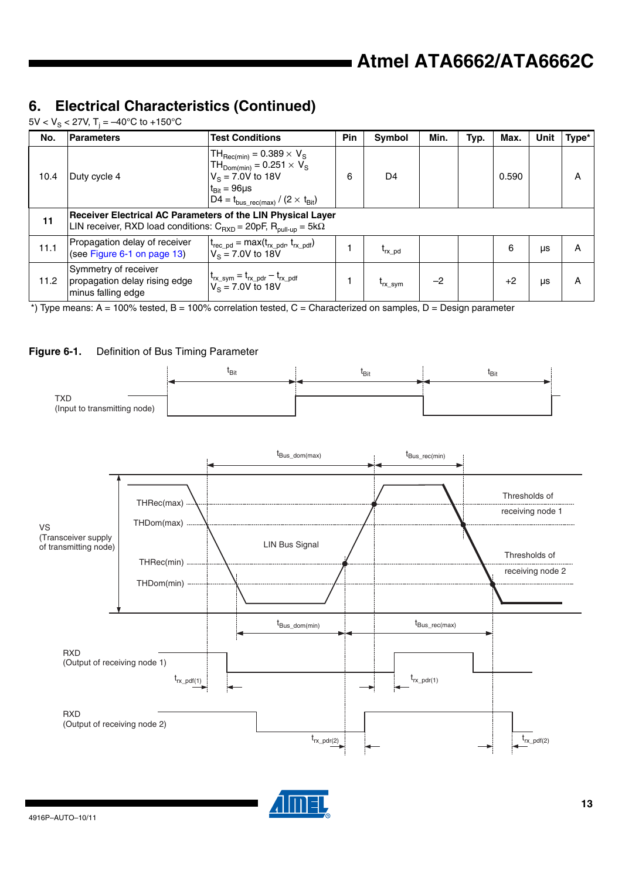## 6. Electrical Characteristics (Continued)

$5V < V_S < 27V$, $T_j = -40°C$ to $+150°C$

| No. | Parameters | Test Conditions | Pin | Symbol | Min. | Typ. | Max. | Unit | Type* |
|---|---|---|---|---|---|---|---|---|---|
| 10.4 | Duty cycle 4 | $TH_{Rec(min)} = 0.389 \times V_S$<br>$TH_{Dom(min)} = 0.251 \times V_S$<br>$V_S$ = 7.0V to 18V<br>$t_{Bit}$ = 96µs<br>$D4 = t_{bus\_rec(max)} / (2 \times t_{Bit})$ | 6 | D4 | | | 0.590 | | A |
| **11** | **Receiver Electrical AC Parameters of the LIN Physical Layer**<br>LIN receiver, RXD load conditions: $C_{RXD}$ = 20pF, $R_{pull-up}$ = 5kΩ | | | | | | | | |
| 11.1 | Propagation delay of receiver (see Figure 6-1 on page 13) | $t_{rec\_pd} = \max(t_{rx\_pdr}, t_{rx\_pdf})$<br>$V_S$ = 7.0V to 18V | 1 | $t_{rx\_pd}$ | | | 6 | µs | A |
| 11.2 | Symmetry of receiver propagation delay rising edge minus falling edge | $t_{rx\_sym} = t_{rx\_pdr} - t_{rx\_pdf}$<br>$V_S$ = 7.0V to 18V | 1 | $t_{rx\_sym}$ | –2 | | +2 | µs | A |

*) Type means: A = 100% tested, B = 100% correlation tested, C = Characterized on samples, D = Design parameter

**Figure 6-1.** Definition of Bus Timing Parameter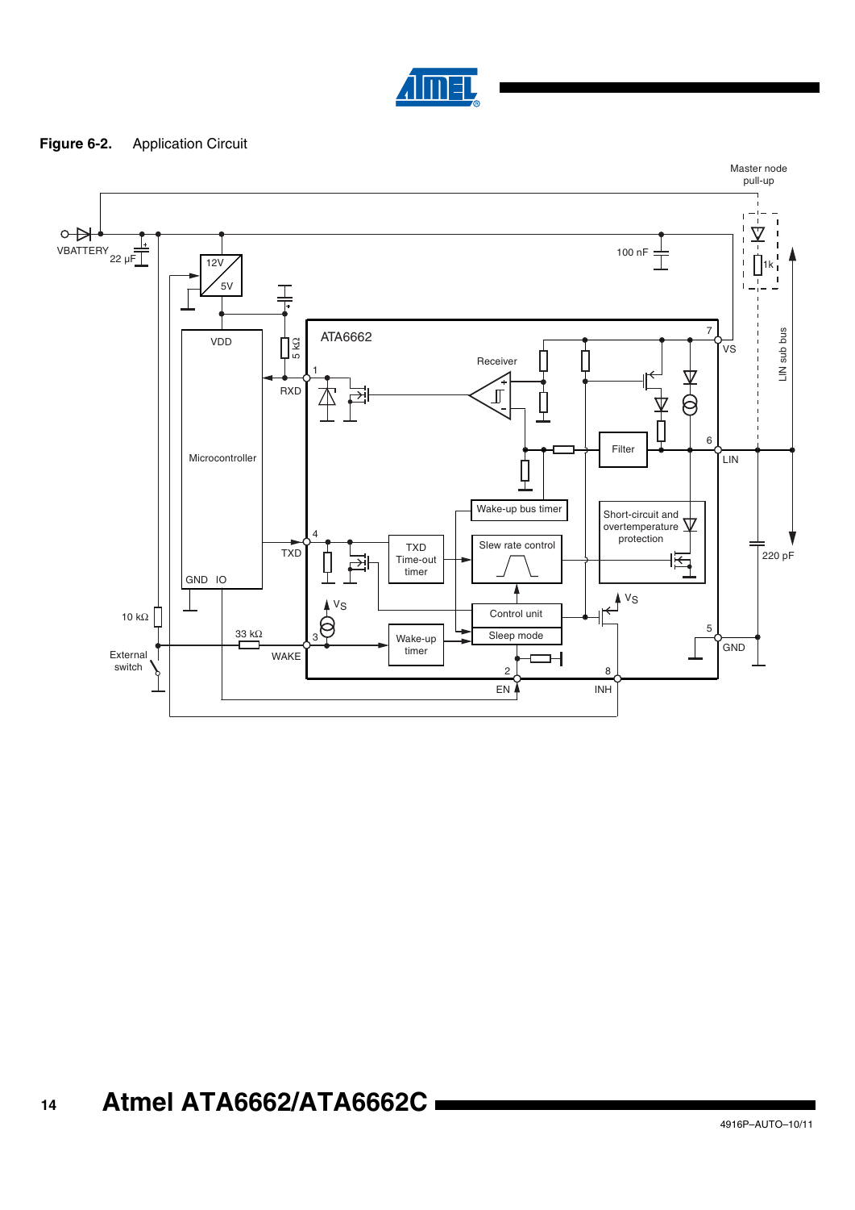**Figure 6-2.** Application Circuit

Master node pull-up

VBATTERY

22 µF

12V

5V

100 nF

1k

LIN sub bus

VDD

5 kΩ

ATA6662

7

VS

Receiver

1

RXD

Microcontroller

Filter

6

LIN

Wake-up bus timer

Short-circuit and overtemperature protection

4

TXD

TXD Time-out timer

Slew rate control

220 pF

GND IO

$V_S$

$V_S$

10 kΩ

33 kΩ

3

Control unit

Sleep mode

Wake-up timer

5

GND

External switch

WAKE

2

EN

8

INH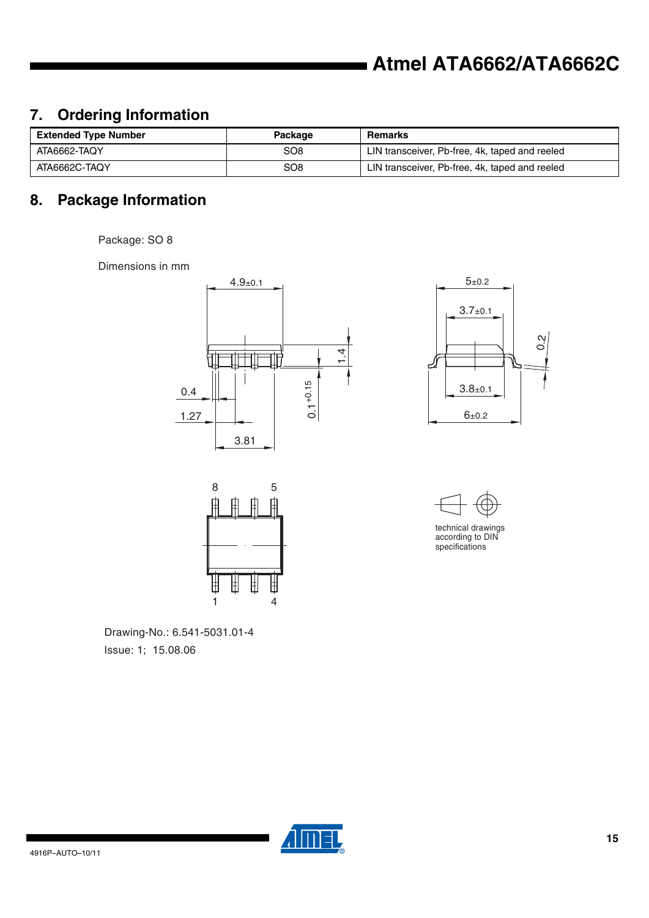## 7. Ordering Information

| Extended Type Number | Package | Remarks |
|---|---|---|
| ATA6662-TAQY | SO8 | LIN transceiver, Pb-free, 4k, taped and reeled |
| ATA6662C-TAQY | SO8 | LIN transceiver, Pb-free, 4k, taped and reeled |

## 8. Package Information

Package: SO 8

Dimensions in mm

4.9±0.1

5±0.2

3.7±0.1

1.4

0.2

0.1 +0.15

0.4

1.27

3.81

3.8±0.1

6±0.2

8 5

1 4

technical drawings according to DIN specifications

Drawing-No.: 6.541-5031.01-4

Issue: 1; 15.08.06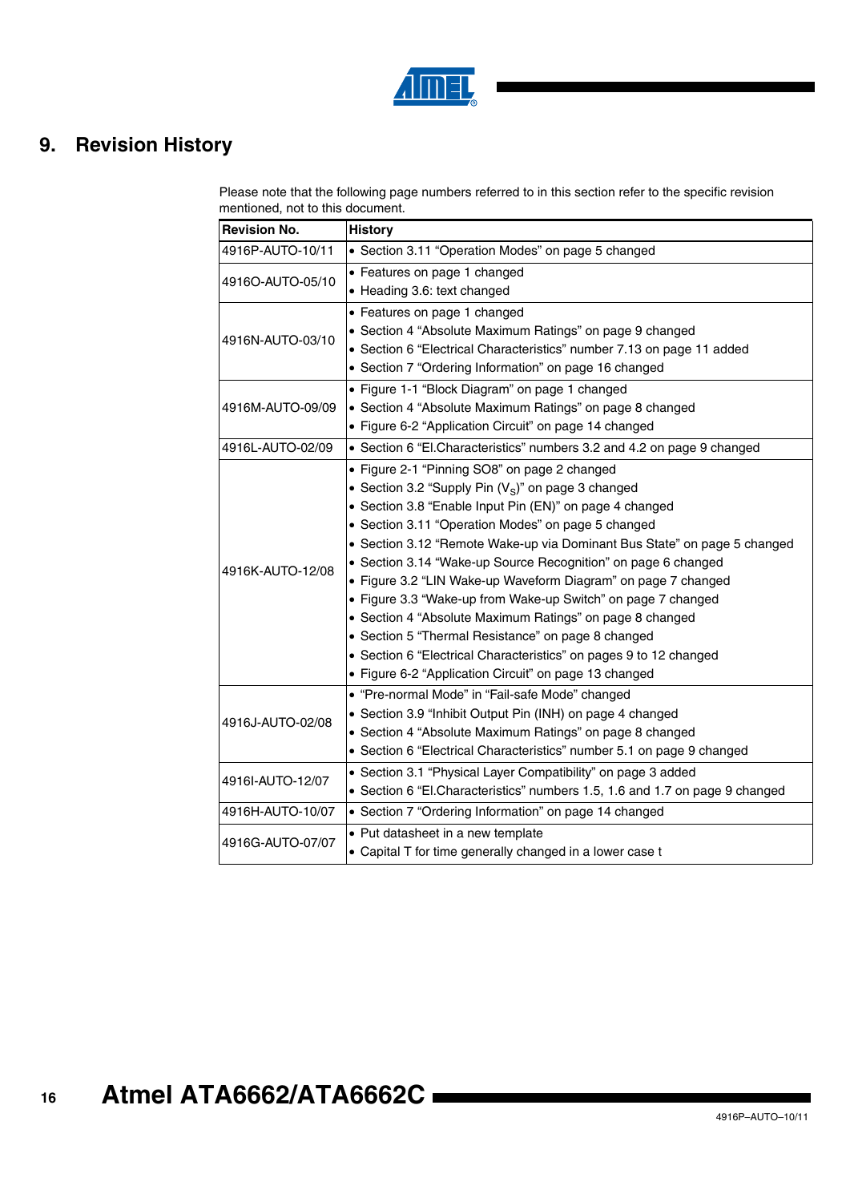# 9. Revision History

Please note that the following page numbers referred to in this section refer to the specific revision mentioned, not to this document.

| Revision No. | History |
|---|---|
| 4916P-AUTO-10/11 | • Section 3.11 “Operation Modes” on page 5 changed |
| 4916O-AUTO-05/10 | • Features on page 1 changed<br>• Heading 3.6: text changed |
| 4916N-AUTO-03/10 | • Features on page 1 changed<br>• Section 4 “Absolute Maximum Ratings” on page 9 changed<br>• Section 6 “Electrical Characteristics” number 7.13 on page 11 added<br>• Section 7 “Ordering Information” on page 16 changed |
| 4916M-AUTO-09/09 | • Figure 1-1 “Block Diagram” on page 1 changed<br>• Section 4 “Absolute Maximum Ratings” on page 8 changed<br>• Figure 6-2 “Application Circuit” on page 14 changed |
| 4916L-AUTO-02/09 | • Section 6 “El.Characteristics” numbers 3.2 and 4.2 on page 9 changed |
| 4916K-AUTO-12/08 | • Figure 2-1 “Pinning SO8” on page 2 changed<br>• Section 3.2 “Supply Pin ($V_S$)” on page 3 changed<br>• Section 3.8 “Enable Input Pin (EN)” on page 4 changed<br>• Section 3.11 “Operation Modes” on page 5 changed<br>• Section 3.12 “Remote Wake-up via Dominant Bus State” on page 5 changed<br>• Section 3.14 “Wake-up Source Recognition” on page 6 changed<br>• Figure 3.2 “LIN Wake-up Waveform Diagram” on page 7 changed<br>• Figure 3.3 “Wake-up from Wake-up Switch” on page 7 changed<br>• Section 4 “Absolute Maximum Ratings” on page 8 changed<br>• Section 5 “Thermal Resistance” on page 8 changed<br>• Section 6 “Electrical Characteristics” on pages 9 to 12 changed<br>• Figure 6-2 “Application Circuit” on page 13 changed |
| 4916J-AUTO-02/08 | • “Pre-normal Mode” in “Fail-safe Mode” changed<br>• Section 3.9 “Inhibit Output Pin (INH) on page 4 changed<br>• Section 4 “Absolute Maximum Ratings” on page 8 changed<br>• Section 6 “Electrical Characteristics” number 5.1 on page 9 changed |
| 4916I-AUTO-12/07 | • Section 3.1 “Physical Layer Compatibility” on page 3 added<br>• Section 6 “El.Characteristics” numbers 1.5, 1.6 and 1.7 on page 9 changed |
| 4916H-AUTO-10/07 | • Section 7 “Ordering Information” on page 14 changed |
| 4916G-AUTO-07/07 | • Put datasheet in a new template<br>• Capital T for time generally changed in a lower case t |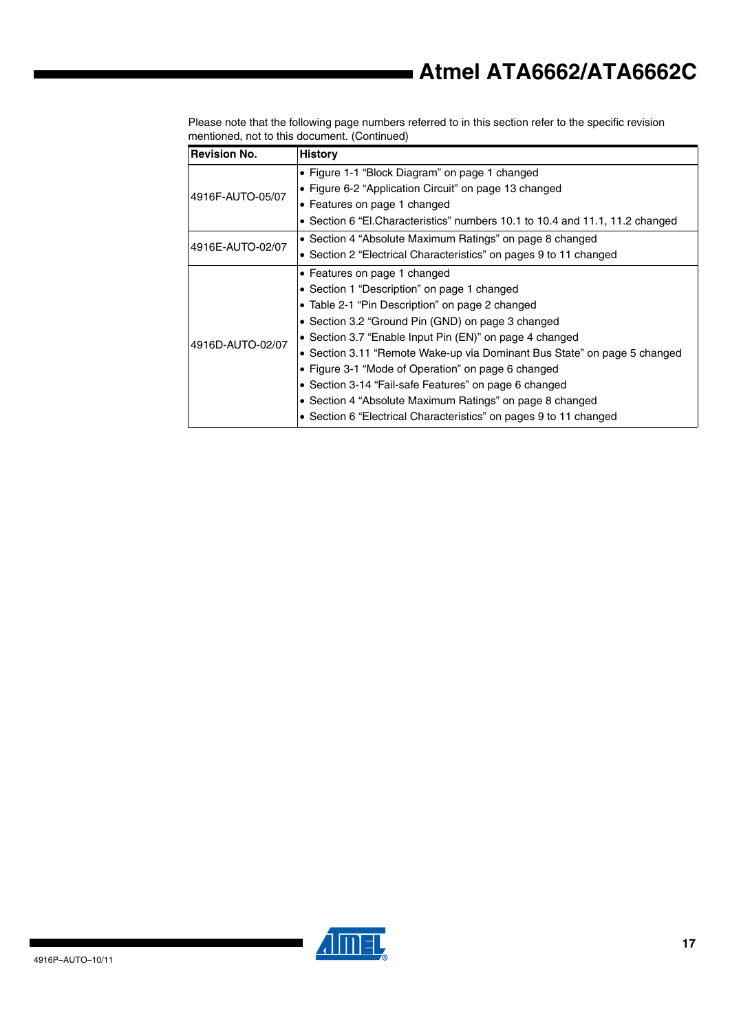Please note that the following page numbers referred to in this section refer to the specific revision mentioned, not to this document. (Continued)

| Revision No. | History |
|---|---|
| 4916F-AUTO-05/07 | • Figure 1-1 “Block Diagram” on page 1 changed<br>• Figure 6-2 “Application Circuit” on page 13 changed<br>• Features on page 1 changed<br>• Section 6 “El.Characteristics” numbers 10.1 to 10.4 and 11.1, 11.2 changed |
| 4916E-AUTO-02/07 | • Section 4 “Absolute Maximum Ratings” on page 8 changed<br>• Section 2 “Electrical Characteristics” on pages 9 to 11 changed |
| 4916D-AUTO-02/07 | • Features on page 1 changed<br>• Section 1 “Description” on page 1 changed<br>• Table 2-1 “Pin Description” on page 2 changed<br>• Section 3.2 “Ground Pin (GND) on page 3 changed<br>• Section 3.7 “Enable Input Pin (EN)” on page 4 changed<br>• Section 3.11 “Remote Wake-up via Dominant Bus State” on page 5 changed<br>• Figure 3-1 “Mode of Operation” on page 6 changed<br>• Section 3-14 “Fail-safe Features” on page 6 changed<br>• Section 4 “Absolute Maximum Ratings” on page 8 changed<br>• Section 6 “Electrical Characteristics” on pages 9 to 11 changed |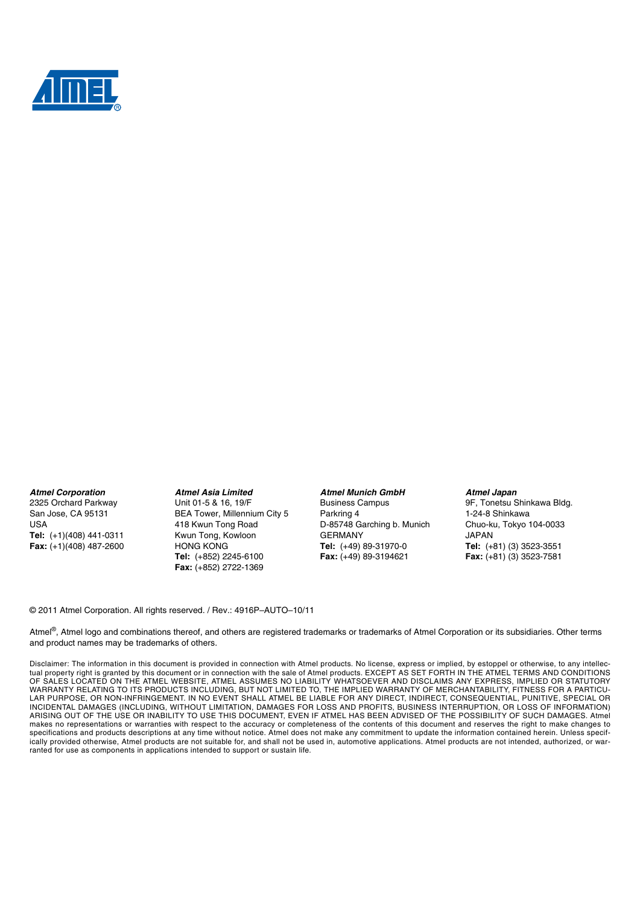***Atmel Corporation***
2325 Orchard Parkway
San Jose, CA 95131
USA
**Tel:** (+1)(408) 441-0311
**Fax:** (+1)(408) 487-2600

***Atmel Asia Limited***
Unit 01-5 & 16, 19/F
BEA Tower, Millennium City 5
418 Kwun Tong Road
Kwun Tong, Kowloon
HONG KONG
**Tel:** (+852) 2245-6100
**Fax:** (+852) 2722-1369

***Atmel Munich GmbH***
Business Campus
Parkring 4
D-85748 Garching b. Munich
GERMANY
**Tel:** (+49) 89-31970-0
**Fax:** (+49) 89-3194621

***Atmel Japan***
9F, Tonetsu Shinkawa Bldg.
1-24-8 Shinkawa
Chuo-ku, Tokyo 104-0033
JAPAN
**Tel:** (+81) (3) 3523-3551
**Fax:** (+81) (3) 3523-7581

© 2011 Atmel Corporation. All rights reserved. / Rev.: 4916P–AUTO–10/11

Atmel®, Atmel logo and combinations thereof, and others are registered trademarks or trademarks of Atmel Corporation or its subsidiaries. Other terms and product names may be trademarks of others.

Disclaimer: The information in this document is provided in connection with Atmel products. No license, express or implied, by estoppel or otherwise, to any intellectual property right is granted by this document or in connection with the sale of Atmel products. EXCEPT AS SET FORTH IN THE ATMEL TERMS AND CONDITIONS OF SALES LOCATED ON THE ATMEL WEBSITE, ATMEL ASSUMES NO LIABILITY WHATSOEVER AND DISCLAIMS ANY EXPRESS, IMPLIED OR STATUTORY WARRANTY RELATING TO ITS PRODUCTS INCLUDING, BUT NOT LIMITED TO, THE IMPLIED WARRANTY OF MERCHANTABILITY, FITNESS FOR A PARTICULAR PURPOSE, OR NON-INFRINGEMENT. IN NO EVENT SHALL ATMEL BE LIABLE FOR ANY DIRECT, INDIRECT, CONSEQUENTIAL, PUNITIVE, SPECIAL OR INCIDENTAL DAMAGES (INCLUDING, WITHOUT LIMITATION, DAMAGES FOR LOSS AND PROFITS, BUSINESS INTERRUPTION, OR LOSS OF INFORMATION) ARISING OUT OF THE USE OR INABILITY TO USE THIS DOCUMENT, EVEN IF ATMEL HAS BEEN ADVISED OF THE POSSIBILITY OF SUCH DAMAGES. Atmel makes no representations or warranties with respect to the accuracy or completeness of the contents of this document and reserves the right to make changes to specifications and products descriptions at any time without notice. Atmel does not make any commitment to update the information contained herein. Unless specifically provided otherwise, Atmel products are not suitable for, and shall not be used in, automotive applications. Atmel products are not intended, authorized, or warranted for use as components in applications intended to support or sustain life.